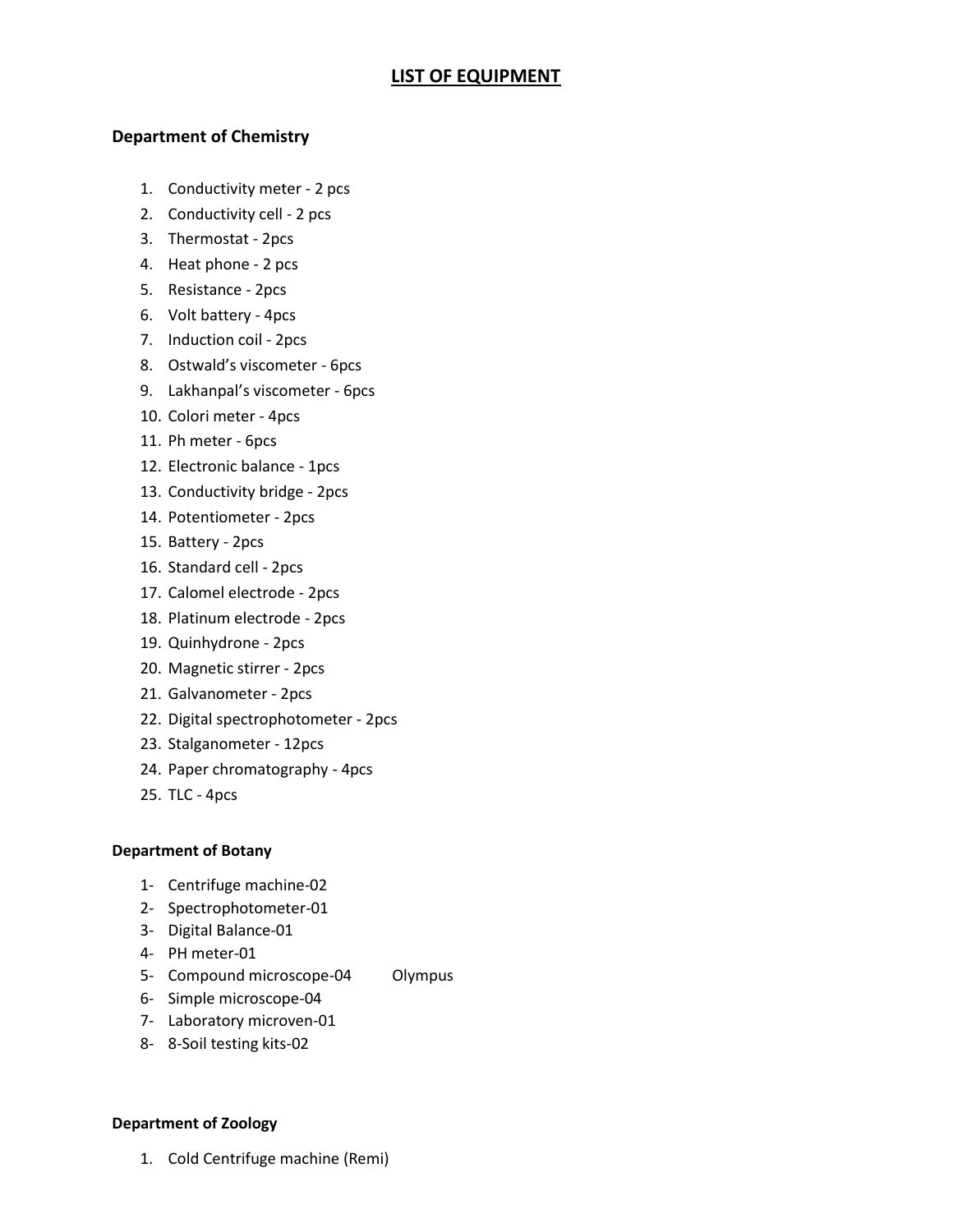# LIST OF EQUIPMENT

## Department of Chemistry

1. Conductivity meter - 2 pcs
2. Conductivity cell - 2 pcs
3. Thermostat - 2pcs
4. Heat phone - 2 pcs
5. Resistance - 2pcs
6. Volt battery - 4pcs
7. Induction coil - 2pcs
8. Ostwald's viscometer - 6pcs
9. Lakhanpal's viscometer - 6pcs
10. Colori meter - 4pcs
11. Ph meter - 6pcs
12. Electronic balance - 1pcs
13. Conductivity bridge - 2pcs
14. Potentiometer - 2pcs
15. Battery - 2pcs
16. Standard cell - 2pcs
17. Calomel electrode - 2pcs
18. Platinum electrode - 2pcs
19. Quinhydrone - 2pcs
20. Magnetic stirrer - 2pcs
21. Galvanometer - 2pcs
22. Digital spectrophotometer - 2pcs
23. Stalganometer - 12pcs
24. Paper chromatography - 4pcs
25. TLC - 4pcs

## Department of Botany

1- Centrifuge machine-02
2- Spectrophotometer-01
3- Digital Balance-01
4- PH meter-01
5- Compound microscope-04 Olympus
6- Simple microscope-04
7- Laboratory microven-01
8- 8-Soil testing kits-02

## Department of Zoology

1. Cold Centrifuge machine (Remi)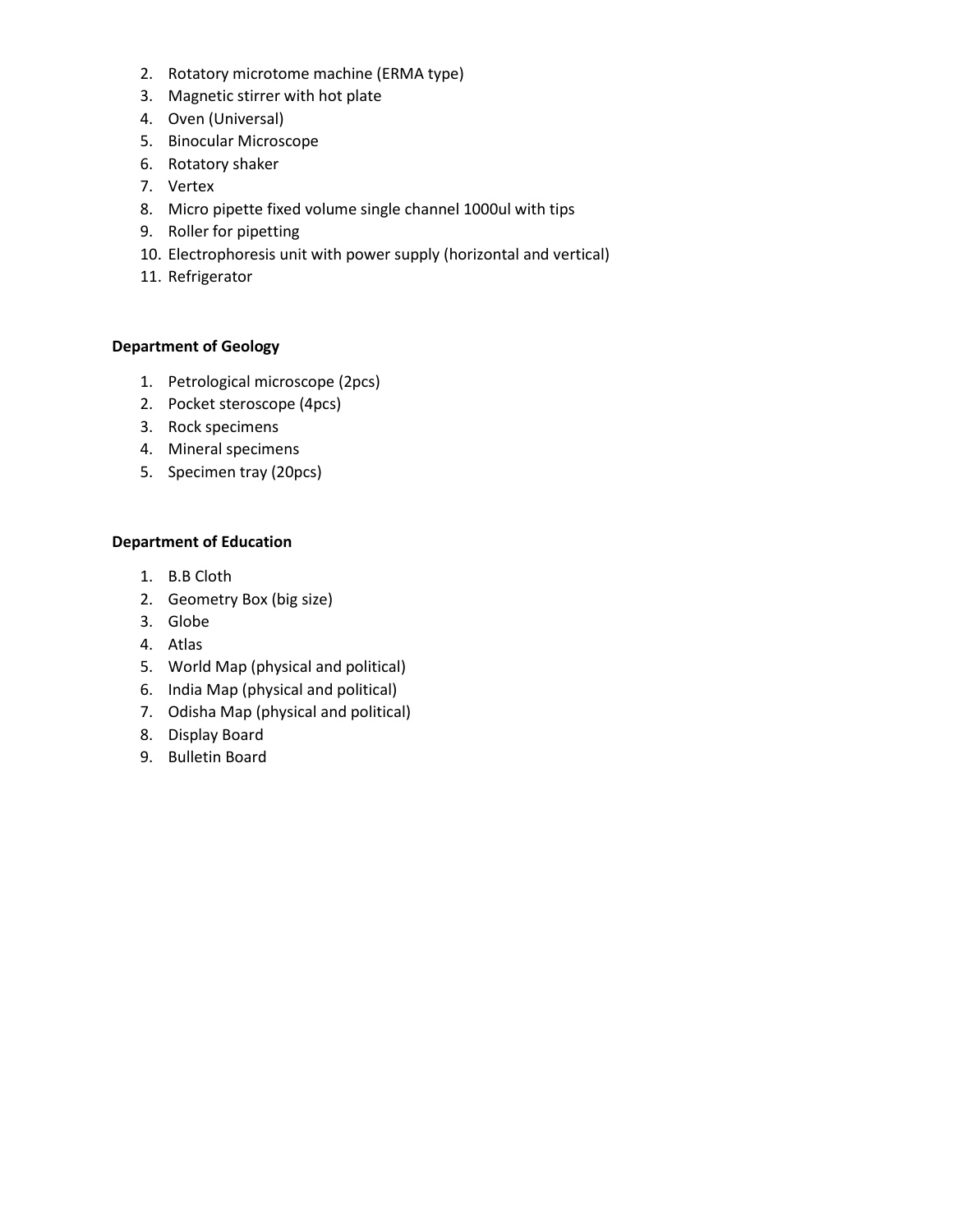2. Rotatory microtome machine (ERMA type)
3. Magnetic stirrer with hot plate
4. Oven (Universal)
5. Binocular Microscope
6. Rotatory shaker
7. Vertex
8. Micro pipette fixed volume single channel 1000ul with tips
9. Roller for pipetting
10. Electrophoresis unit with power supply (horizontal and vertical)
11. Refrigerator

**Department of Geology**

1. Petrological microscope (2pcs)
2. Pocket sterоscope (4pcs)
3. Rock specimens
4. Mineral specimens
5. Specimen tray (20pcs)

**Department of Education**

1. B.B Cloth
2. Geometry Box (big size)
3. Globe
4. Atlas
5. World Map (physical and political)
6. India Map (physical and political)
7. Odisha Map (physical and political)
8. Display Board
9. Bulletin Board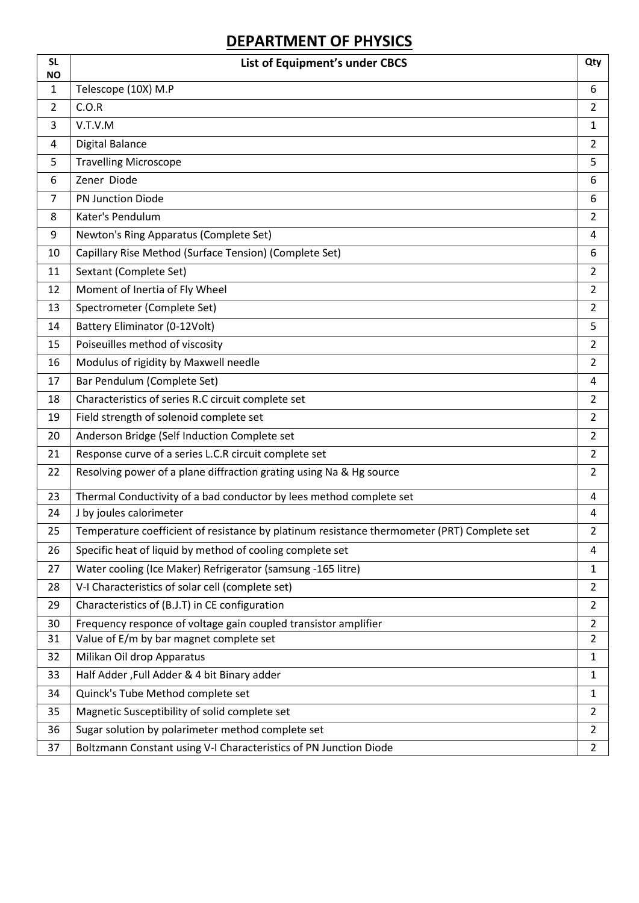# DEPARTMENT OF PHYSICS

| SL NO | List of Equipment's under CBCS | Qty |
|---|---|---|
| 1 | Telescope (10X) M.P | 6 |
| 2 | C.O.R | 2 |
| 3 | V.T.V.M | 1 |
| 4 | Digital Balance | 2 |
| 5 | Travelling Microscope | 5 |
| 6 | Zener Diode | 6 |
| 7 | PN Junction Diode | 6 |
| 8 | Kater's Pendulum | 2 |
| 9 | Newton's Ring Apparatus (Complete Set) | 4 |
| 10 | Capillary Rise Method (Surface Tension) (Complete Set) | 6 |
| 11 | Sextant (Complete Set) | 2 |
| 12 | Moment of Inertia of Fly Wheel | 2 |
| 13 | Spectrometer (Complete Set) | 2 |
| 14 | Battery Eliminator (0-12Volt) | 5 |
| 15 | Poiseuilles method of viscosity | 2 |
| 16 | Modulus of rigidity by Maxwell needle | 2 |
| 17 | Bar Pendulum (Complete Set) | 4 |
| 18 | Characteristics of series R.C circuit complete set | 2 |
| 19 | Field strength of solenoid complete set | 2 |
| 20 | Anderson Bridge (Self Induction Complete set | 2 |
| 21 | Response curve of a series L.C.R circuit complete set | 2 |
| 22 | Resolving power of a plane diffraction grating using Na & Hg source | 2 |
| 23 | Thermal Conductivity of a bad conductor by lees method complete set | 4 |
| 24 | J by joules calorimeter | 4 |
| 25 | Temperature coefficient of resistance by platinum resistance thermometer (PRT) Complete set | 2 |
| 26 | Specific heat of liquid by method of cooling complete set | 4 |
| 27 | Water cooling (Ice Maker) Refrigerator (samsung -165 litre) | 1 |
| 28 | V-I Characteristics of solar cell (complete set) | 2 |
| 29 | Characteristics of (B.J.T) in CE configuration | 2 |
| 30 | Frequency responce of voltage gain coupled transistor amplifier | 2 |
| 31 | Value of E/m by bar magnet complete set | 2 |
| 32 | Milikan Oil drop Apparatus | 1 |
| 33 | Half Adder ,Full Adder & 4 bit Binary adder | 1 |
| 34 | Quinck's Tube Method complete set | 1 |
| 35 | Magnetic Susceptibility of solid complete set | 2 |
| 36 | Sugar solution by polarimeter method complete set | 2 |
| 37 | Boltzmann Constant using V-I Characteristics of PN Junction Diode | 2 |